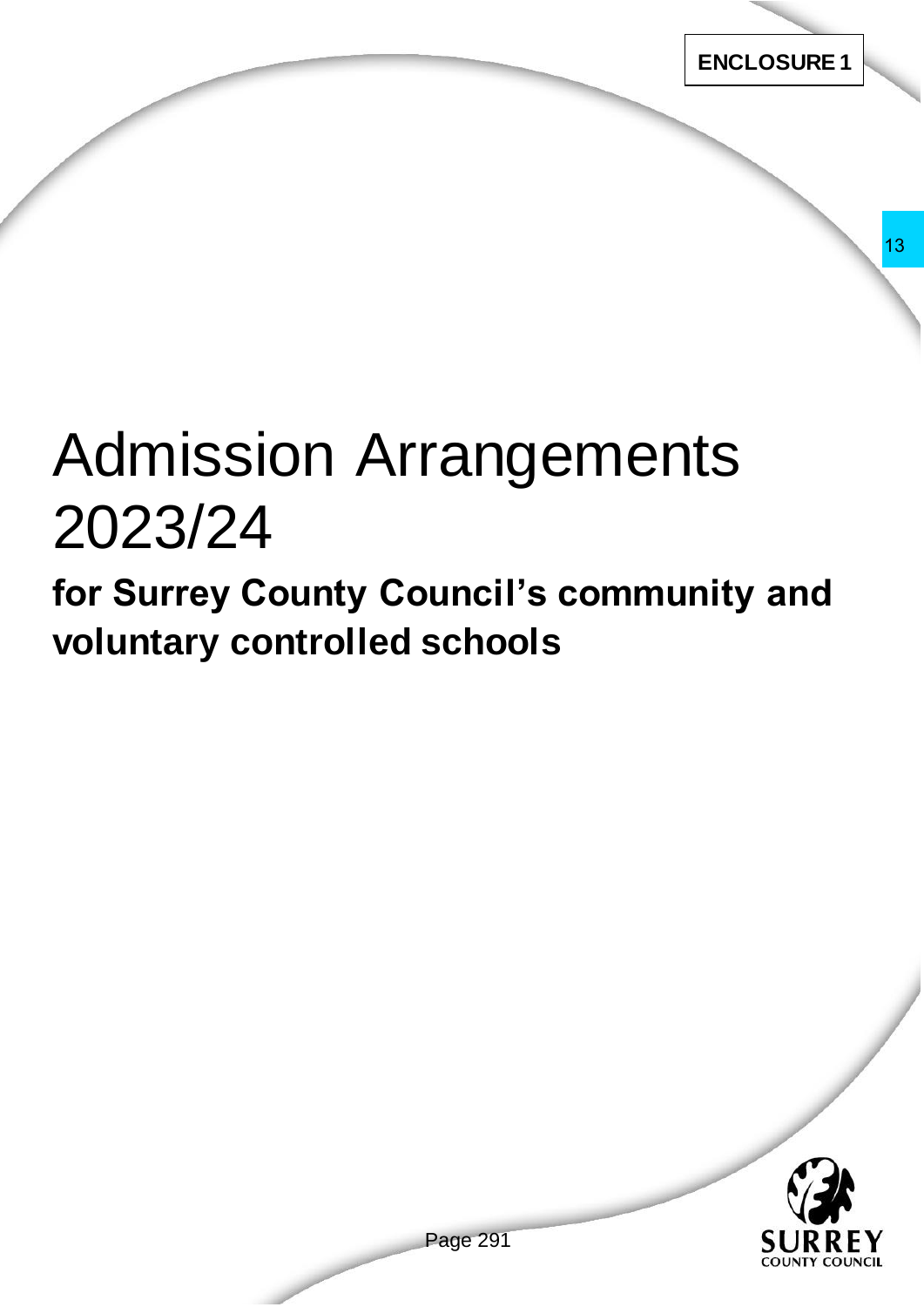**ENCLOSURE 1**

# Admission Arrangements 2023/24

## for Surrey County Council's community and voluntary controlled schools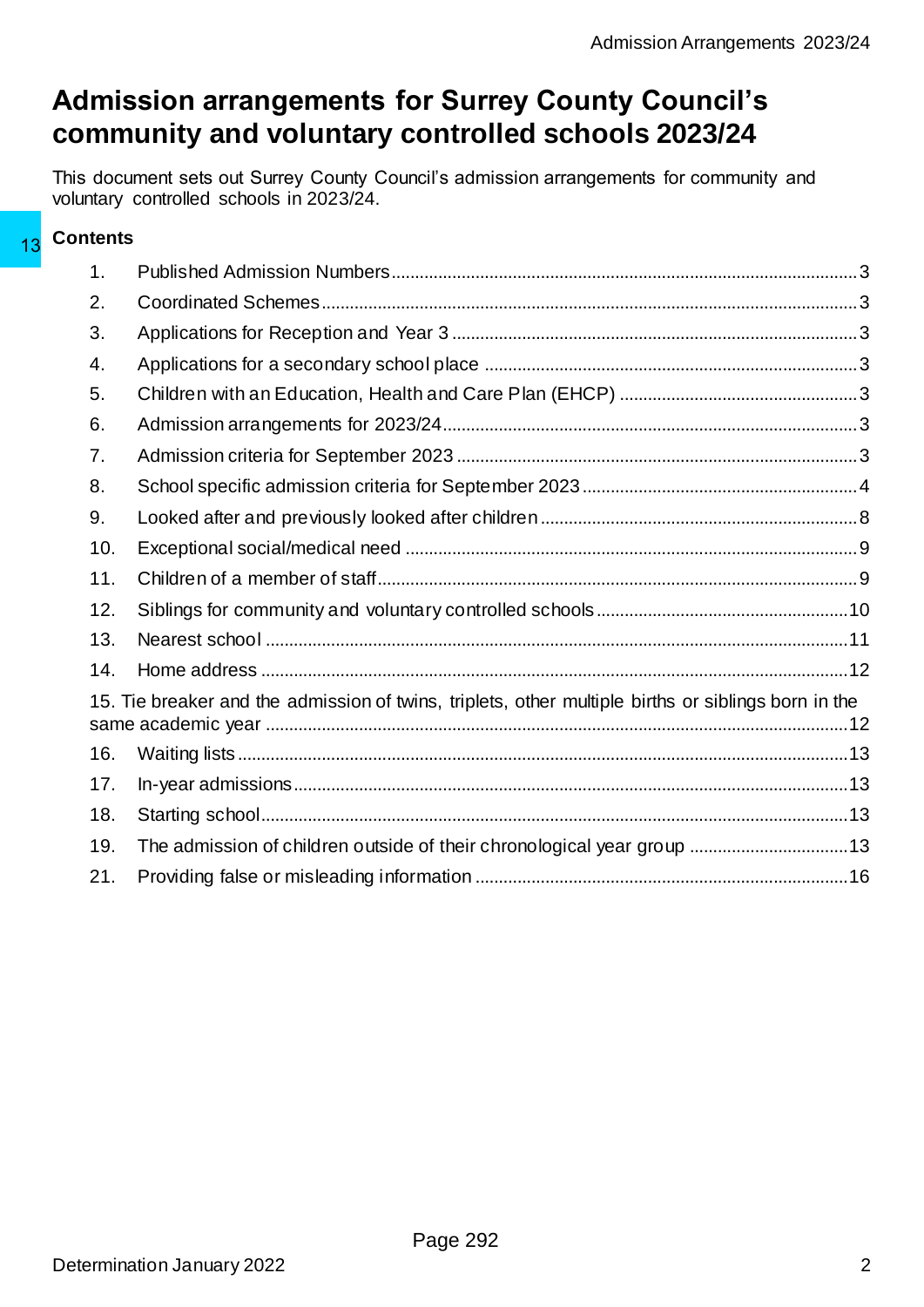# Admission arrangements for Surrey County Council's community and voluntary controlled schools 2023/24

This document sets out Surrey County Council's admission arrangements for community and voluntary controlled schools in 2023/24.

## Contents

1. Published Admission Numbers ... 3
2. Coordinated Schemes ... 3
3. Applications for Reception and Year 3 ... 3
4. Applications for a secondary school place ... 3
5. Children with an Education, Health and Care Plan (EHCP) ... 3
6. Admission arrangements for 2023/24 ... 3
7. Admission criteria for September 2023 ... 3
8. School specific admission criteria for September 2023 ... 4
9. Looked after and previously looked after children ... 8
10. Exceptional social/medical need ... 9
11. Children of a member of staff ... 9
12. Siblings for community and voluntary controlled schools ... 10
13. Nearest school ... 11
14. Home address ... 12
15. Tie breaker and the admission of twins, triplets, other multiple births or siblings born in the same academic year ... 12
16. Waiting lists ... 13
17. In-year admissions ... 13
18. Starting school ... 13
19. The admission of children outside of their chronological year group ... 13
21. Providing false or misleading information ... 16

Determination January 2022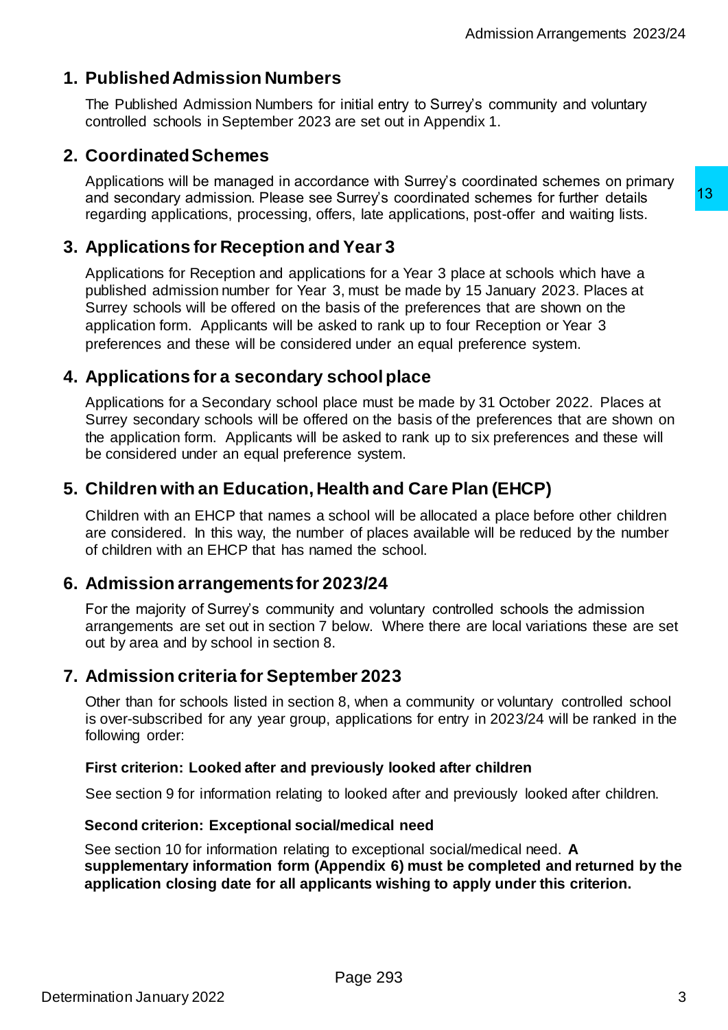## 1. Published Admission Numbers

The Published Admission Numbers for initial entry to Surrey's community and voluntary controlled schools in September 2023 are set out in Appendix 1.

## 2. Coordinated Schemes

Applications will be managed in accordance with Surrey's coordinated schemes on primary and secondary admission. Please see Surrey's coordinated schemes for further details regarding applications, processing, offers, late applications, post-offer and waiting lists.

## 3. Applications for Reception and Year 3

Applications for Reception and applications for a Year 3 place at schools which have a published admission number for Year 3, must be made by 15 January 2023. Places at Surrey schools will be offered on the basis of the preferences that are shown on the application form. Applicants will be asked to rank up to four Reception or Year 3 preferences and these will be considered under an equal preference system.

## 4. Applications for a secondary school place

Applications for a Secondary school place must be made by 31 October 2022. Places at Surrey secondary schools will be offered on the basis of the preferences that are shown on the application form. Applicants will be asked to rank up to six preferences and these will be considered under an equal preference system.

## 5. Children with an Education, Health and Care Plan (EHCP)

Children with an EHCP that names a school will be allocated a place before other children are considered. In this way, the number of places available will be reduced by the number of children with an EHCP that has named the school.

## 6. Admission arrangements for 2023/24

For the majority of Surrey's community and voluntary controlled schools the admission arrangements are set out in section 7 below. Where there are local variations these are set out by area and by school in section 8.

## 7. Admission criteria for September 2023

Other than for schools listed in section 8, when a community or voluntary controlled school is over-subscribed for any year group, applications for entry in 2023/24 will be ranked in the following order:

#### First criterion: Looked after and previously looked after children

See section 9 for information relating to looked after and previously looked after children.

#### Second criterion: Exceptional social/medical need

See section 10 for information relating to exceptional social/medical need. **A supplementary information form (Appendix 6) must be completed and returned by the application closing date for all applicants wishing to apply under this criterion.**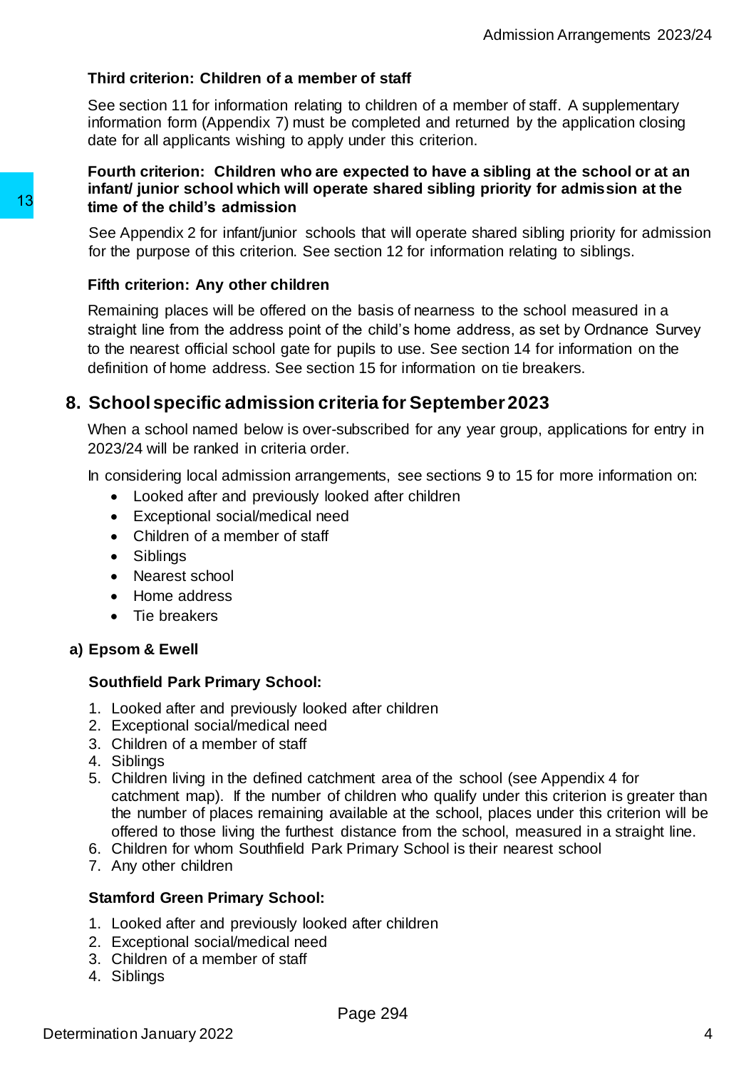**Third criterion: Children of a member of staff**

See section 11 for information relating to children of a member of staff. A supplementary information form (Appendix 7) must be completed and returned by the application closing date for all applicants wishing to apply under this criterion.

**Fourth criterion: Children who are expected to have a sibling at the school or at an infant/ junior school which will operate shared sibling priority for admission at the time of the child's admission**

See Appendix 2 for infant/junior schools that will operate shared sibling priority for admission for the purpose of this criterion. See section 12 for information relating to siblings.

**Fifth criterion: Any other children**

Remaining places will be offered on the basis of nearness to the school measured in a straight line from the address point of the child's home address, as set by Ordnance Survey to the nearest official school gate for pupils to use. See section 14 for information on the definition of home address. See section 15 for information on tie breakers.

## 8. School specific admission criteria for September 2023

When a school named below is over-subscribed for any year group, applications for entry in 2023/24 will be ranked in criteria order.

In considering local admission arrangements, see sections 9 to 15 for more information on:

- Looked after and previously looked after children
- Exceptional social/medical need
- Children of a member of staff
- Siblings
- Nearest school
- Home address
- Tie breakers

### a) Epsom & Ewell

**Southfield Park Primary School:**

1. Looked after and previously looked after children
2. Exceptional social/medical need
3. Children of a member of staff
4. Siblings
5. Children living in the defined catchment area of the school (see Appendix 4 for catchment map). If the number of children who qualify under this criterion is greater than the number of places remaining available at the school, places under this criterion will be offered to those living the furthest distance from the school, measured in a straight line.
6. Children for whom Southfield Park Primary School is their nearest school
7. Any other children

**Stamford Green Primary School:**

1. Looked after and previously looked after children
2. Exceptional social/medical need
3. Children of a member of staff
4. Siblings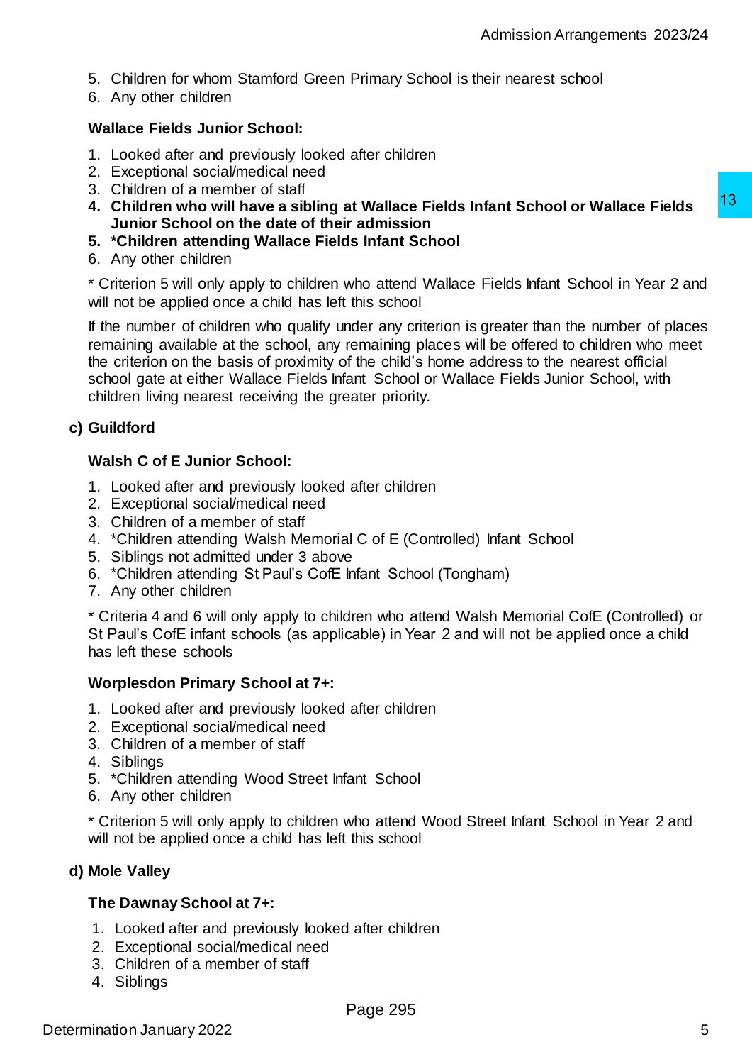5. Children for whom Stamford Green Primary School is their nearest school
6. Any other children

**Wallace Fields Junior School:**

1. Looked after and previously looked after children
2. Exceptional social/medical need
3. Children of a member of staff
4. **Children who will have a sibling at Wallace Fields Infant School or Wallace Fields Junior School on the date of their admission**
5. ***Children attending Wallace Fields Infant School**
6. Any other children

* Criterion 5 will only apply to children who attend Wallace Fields Infant School in Year 2 and will not be applied once a child has left this school

If the number of children who qualify under any criterion is greater than the number of places remaining available at the school, any remaining places will be offered to children who meet the criterion on the basis of proximity of the child's home address to the nearest official school gate at either Wallace Fields Infant School or Wallace Fields Junior School, with children living nearest receiving the greater priority.

### c) Guildford

**Walsh C of E Junior School:**

1. Looked after and previously looked after children
2. Exceptional social/medical need
3. Children of a member of staff
4. *Children attending Walsh Memorial C of E (Controlled) Infant School
5. Siblings not admitted under 3 above
6. *Children attending St Paul's CofE Infant School (Tongham)
7. Any other children

* Criteria 4 and 6 will only apply to children who attend Walsh Memorial CofE (Controlled) or St Paul's CofE infant schools (as applicable) in Year 2 and will not be applied once a child has left these schools

**Worplesdon Primary School at 7+:**

1. Looked after and previously looked after children
2. Exceptional social/medical need
3. Children of a member of staff
4. Siblings
5. *Children attending Wood Street Infant School
6. Any other children

* Criterion 5 will only apply to children who attend Wood Street Infant School in Year 2 and will not be applied once a child has left this school

### d) Mole Valley

**The Dawnay School at 7+:**

1. Looked after and previously looked after children
2. Exceptional social/medical need
3. Children of a member of staff
4. Siblings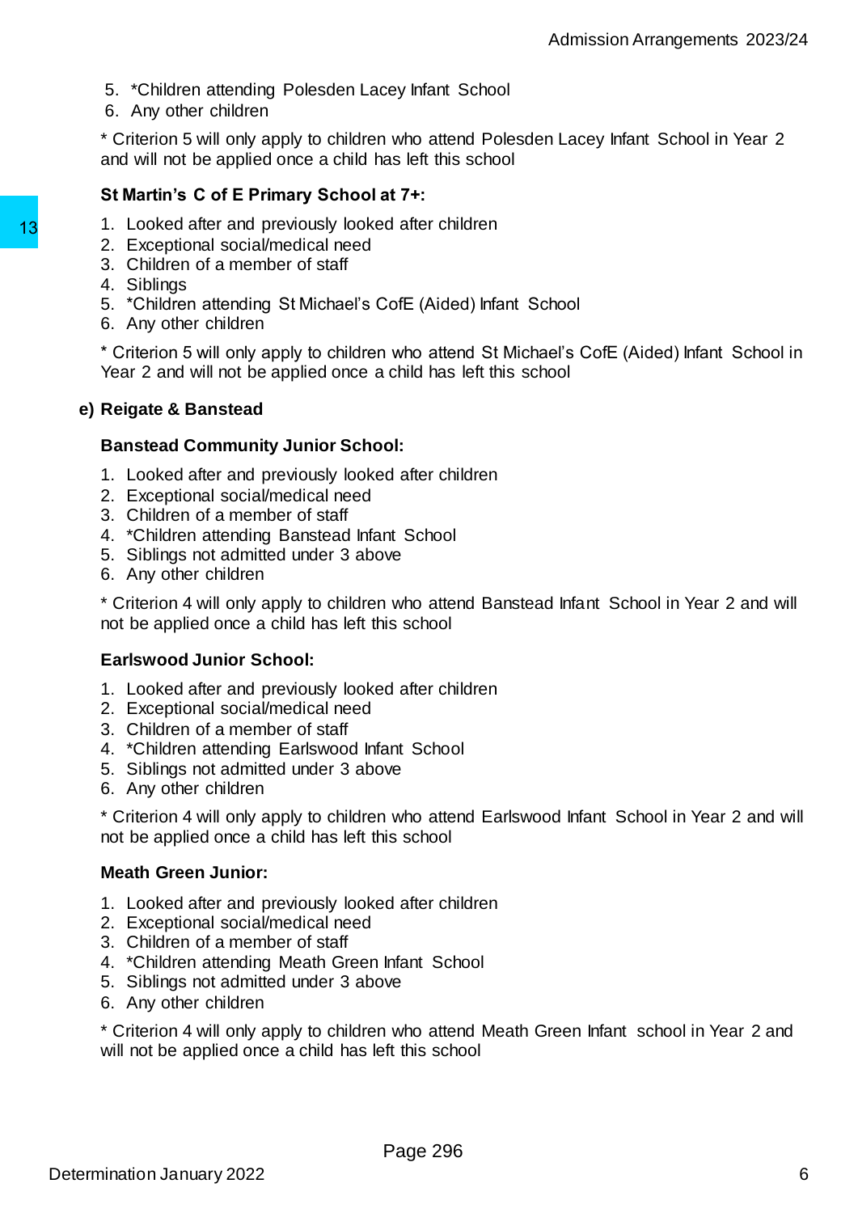5. *Children attending Polesden Lacey Infant School
6. Any other children

* Criterion 5 will only apply to children who attend Polesden Lacey Infant School in Year 2 and will not be applied once a child has left this school

**St Martin's C of E Primary School at 7+:**

1. Looked after and previously looked after children
2. Exceptional social/medical need
3. Children of a member of staff
4. Siblings
5. *Children attending St Michael's CofE (Aided) Infant School
6. Any other children

* Criterion 5 will only apply to children who attend St Michael's CofE (Aided) Infant School in Year 2 and will not be applied once a child has left this school

### e) Reigate & Banstead

**Banstead Community Junior School:**

1. Looked after and previously looked after children
2. Exceptional social/medical need
3. Children of a member of staff
4. *Children attending Banstead Infant School
5. Siblings not admitted under 3 above
6. Any other children

* Criterion 4 will only apply to children who attend Banstead Infant School in Year 2 and will not be applied once a child has left this school

**Earlswood Junior School:**

1. Looked after and previously looked after children
2. Exceptional social/medical need
3. Children of a member of staff
4. *Children attending Earlswood Infant School
5. Siblings not admitted under 3 above
6. Any other children

* Criterion 4 will only apply to children who attend Earlswood Infant School in Year 2 and will not be applied once a child has left this school

**Meath Green Junior:**

1. Looked after and previously looked after children
2. Exceptional social/medical need
3. Children of a member of staff
4. *Children attending Meath Green Infant School
5. Siblings not admitted under 3 above
6. Any other children

* Criterion 4 will only apply to children who attend Meath Green Infant school in Year 2 and will not be applied once a child has left this school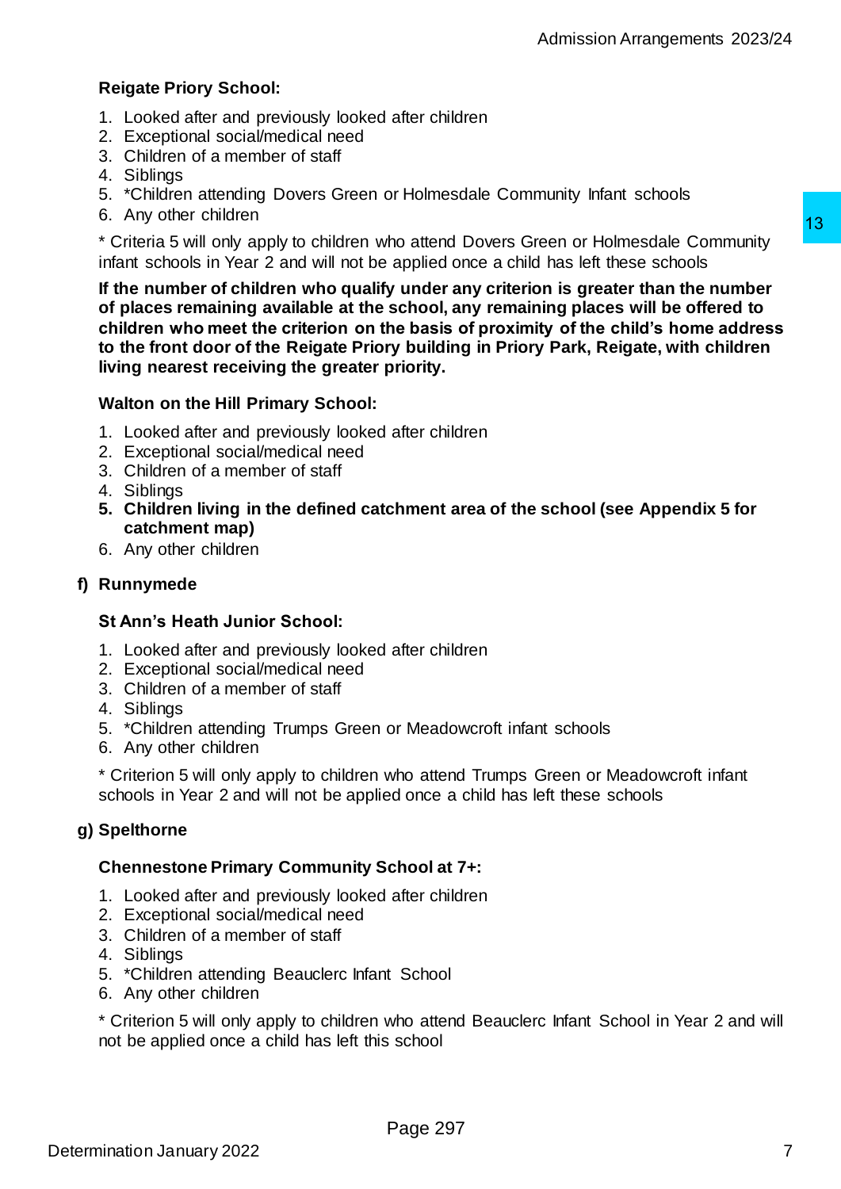**Reigate Priory School:**

1. Looked after and previously looked after children
2. Exceptional social/medical need
3. Children of a member of staff
4. Siblings
5. *Children attending Dovers Green or Holmesdale Community Infant schools
6. Any other children

* Criteria 5 will only apply to children who attend Dovers Green or Holmesdale Community infant schools in Year 2 and will not be applied once a child has left these schools

**If the number of children who qualify under any criterion is greater than the number of places remaining available at the school, any remaining places will be offered to children who meet the criterion on the basis of proximity of the child's home address to the front door of the Reigate Priory building in Priory Park, Reigate, with children living nearest receiving the greater priority.**

**Walton on the Hill Primary School:**

1. Looked after and previously looked after children
2. Exceptional social/medical need
3. Children of a member of staff
4. Siblings
5. **Children living in the defined catchment area of the school (see Appendix 5 for catchment map)**
6. Any other children

## f) Runnymede

**St Ann's Heath Junior School:**

1. Looked after and previously looked after children
2. Exceptional social/medical need
3. Children of a member of staff
4. Siblings
5. *Children attending Trumps Green or Meadowcroft infant schools
6. Any other children

* Criterion 5 will only apply to children who attend Trumps Green or Meadowcroft infant schools in Year 2 and will not be applied once a child has left these schools

## g) Spelthorne

**Chennestone Primary Community School at 7+:**

1. Looked after and previously looked after children
2. Exceptional social/medical need
3. Children of a member of staff
4. Siblings
5. *Children attending Beauclerc Infant School
6. Any other children

* Criterion 5 will only apply to children who attend Beauclerc Infant School in Year 2 and will not be applied once a child has left this school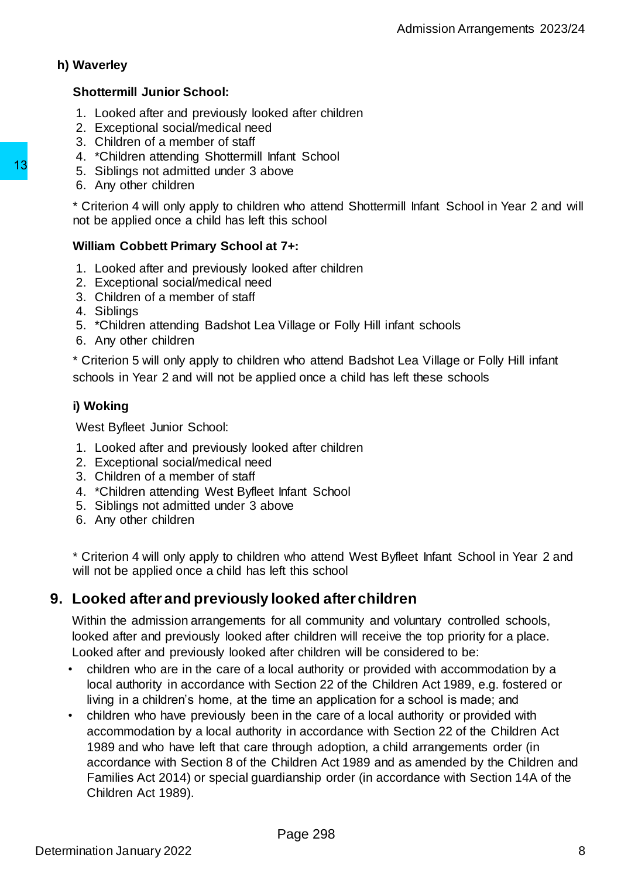**h) Waverley**

**Shottermill Junior School:**

1. Looked after and previously looked after children
2. Exceptional social/medical need
3. Children of a member of staff
4. *Children attending Shottermill Infant School
5. Siblings not admitted under 3 above
6. Any other children

* Criterion 4 will only apply to children who attend Shottermill Infant School in Year 2 and will not be applied once a child has left this school

**William Cobbett Primary School at 7+:**

1. Looked after and previously looked after children
2. Exceptional social/medical need
3. Children of a member of staff
4. Siblings
5. *Children attending Badshot Lea Village or Folly Hill infant schools
6. Any other children

* Criterion 5 will only apply to children who attend Badshot Lea Village or Folly Hill infant schools in Year 2 and will not be applied once a child has left these schools

**i) Woking**

West Byfleet Junior School:

1. Looked after and previously looked after children
2. Exceptional social/medical need
3. Children of a member of staff
4. *Children attending West Byfleet Infant School
5. Siblings not admitted under 3 above
6. Any other children

* Criterion 4 will only apply to children who attend West Byfleet Infant School in Year 2 and will not be applied once a child has left this school

## 9. Looked after and previously looked after children

Within the admission arrangements for all community and voluntary controlled schools, looked after and previously looked after children will receive the top priority for a place. Looked after and previously looked after children will be considered to be:

- children who are in the care of a local authority or provided with accommodation by a local authority in accordance with Section 22 of the Children Act 1989, e.g. fostered or living in a children's home, at the time an application for a school is made; and
- children who have previously been in the care of a local authority or provided with accommodation by a local authority in accordance with Section 22 of the Children Act 1989 and who have left that care through adoption, a child arrangements order (in accordance with Section 8 of the Children Act 1989 and as amended by the Children and Families Act 2014) or special guardianship order (in accordance with Section 14A of the Children Act 1989).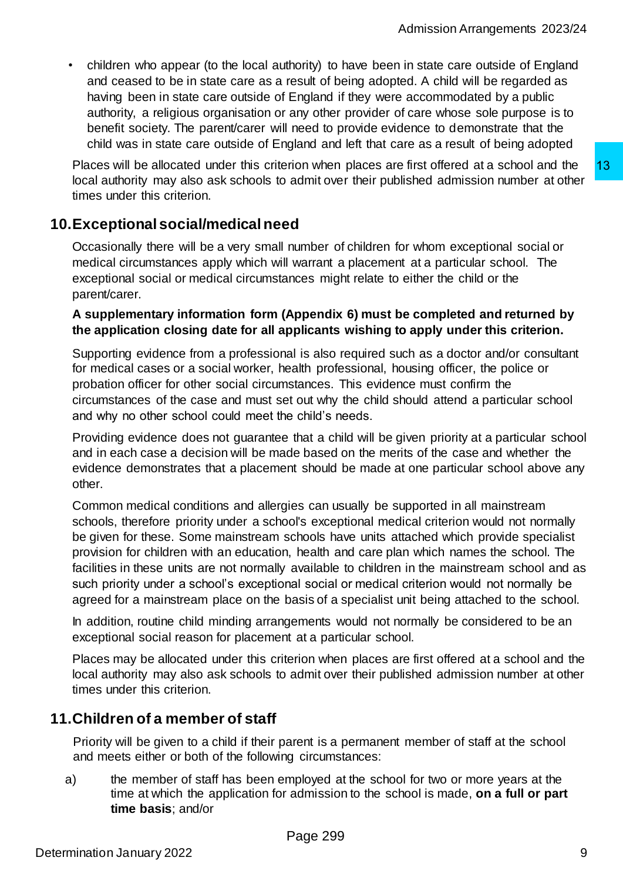- children who appear (to the local authority) to have been in state care outside of England and ceased to be in state care as a result of being adopted. A child will be regarded as having been in state care outside of England if they were accommodated by a public authority, a religious organisation or any other provider of care whose sole purpose is to benefit society. The parent/carer will need to provide evidence to demonstrate that the child was in state care outside of England and left that care as a result of being adopted

Places will be allocated under this criterion when places are first offered at a school and the local authority may also ask schools to admit over their published admission number at other times under this criterion.

## 10. Exceptional social/medical need

Occasionally there will be a very small number of children for whom exceptional social or medical circumstances apply which will warrant a placement at a particular school. The exceptional social or medical circumstances might relate to either the child or the parent/carer.

**A supplementary information form (Appendix 6) must be completed and returned by the application closing date for all applicants wishing to apply under this criterion.**

Supporting evidence from a professional is also required such as a doctor and/or consultant for medical cases or a social worker, health professional, housing officer, the police or probation officer for other social circumstances. This evidence must confirm the circumstances of the case and must set out why the child should attend a particular school and why no other school could meet the child's needs.

Providing evidence does not guarantee that a child will be given priority at a particular school and in each case a decision will be made based on the merits of the case and whether the evidence demonstrates that a placement should be made at one particular school above any other.

Common medical conditions and allergies can usually be supported in all mainstream schools, therefore priority under a school's exceptional medical criterion would not normally be given for these. Some mainstream schools have units attached which provide specialist provision for children with an education, health and care plan which names the school. The facilities in these units are not normally available to children in the mainstream school and as such priority under a school's exceptional social or medical criterion would not normally be agreed for a mainstream place on the basis of a specialist unit being attached to the school.

In addition, routine child minding arrangements would not normally be considered to be an exceptional social reason for placement at a particular school.

Places may be allocated under this criterion when places are first offered at a school and the local authority may also ask schools to admit over their published admission number at other times under this criterion.

## 11. Children of a member of staff

Priority will be given to a child if their parent is a permanent member of staff at the school and meets either or both of the following circumstances:

a) the member of staff has been employed at the school for two or more years at the time at which the application for admission to the school is made, **on a full or part time basis**; and/or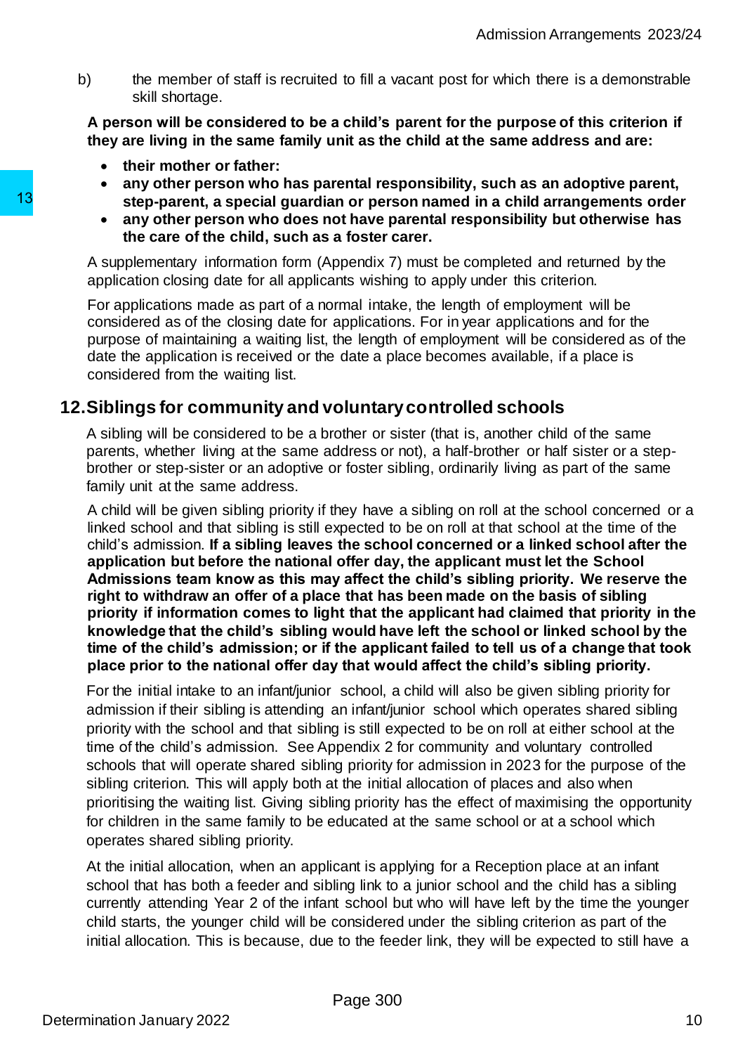b) the member of staff is recruited to fill a vacant post for which there is a demonstrable skill shortage.

**A person will be considered to be a child's parent for the purpose of this criterion if they are living in the same family unit as the child at the same address and are:**

- **their mother or father:**
- **any other person who has parental responsibility, such as an adoptive parent, step-parent, a special guardian or person named in a child arrangements order**
- **any other person who does not have parental responsibility but otherwise has the care of the child, such as a foster carer.**

A supplementary information form (Appendix 7) must be completed and returned by the application closing date for all applicants wishing to apply under this criterion.

For applications made as part of a normal intake, the length of employment will be considered as of the closing date for applications. For in year applications and for the purpose of maintaining a waiting list, the length of employment will be considered as of the date the application is received or the date a place becomes available, if a place is considered from the waiting list.

## 12. Siblings for community and voluntary controlled schools

A sibling will be considered to be a brother or sister (that is, another child of the same parents, whether living at the same address or not), a half-brother or half sister or a step-brother or step-sister or an adoptive or foster sibling, ordinarily living as part of the same family unit at the same address.

A child will be given sibling priority if they have a sibling on roll at the school concerned or a linked school and that sibling is still expected to be on roll at that school at the time of the child's admission. **If a sibling leaves the school concerned or a linked school after the application but before the national offer day, the applicant must let the School Admissions team know as this may affect the child's sibling priority. We reserve the right to withdraw an offer of a place that has been made on the basis of sibling priority if information comes to light that the applicant had claimed that priority in the knowledge that the child's sibling would have left the school or linked school by the time of the child's admission; or if the applicant failed to tell us of a change that took place prior to the national offer day that would affect the child's sibling priority.**

For the initial intake to an infant/junior school, a child will also be given sibling priority for admission if their sibling is attending an infant/junior school which operates shared sibling priority with the school and that sibling is still expected to be on roll at either school at the time of the child's admission. See Appendix 2 for community and voluntary controlled schools that will operate shared sibling priority for admission in 2023 for the purpose of the sibling criterion. This will apply both at the initial allocation of places and also when prioritising the waiting list. Giving sibling priority has the effect of maximising the opportunity for children in the same family to be educated at the same school or at a school which operates shared sibling priority.

At the initial allocation, when an applicant is applying for a Reception place at an infant school that has both a feeder and sibling link to a junior school and the child has a sibling currently attending Year 2 of the infant school but who will have left by the time the younger child starts, the younger child will be considered under the sibling criterion as part of the initial allocation. This is because, due to the feeder link, they will be expected to still have a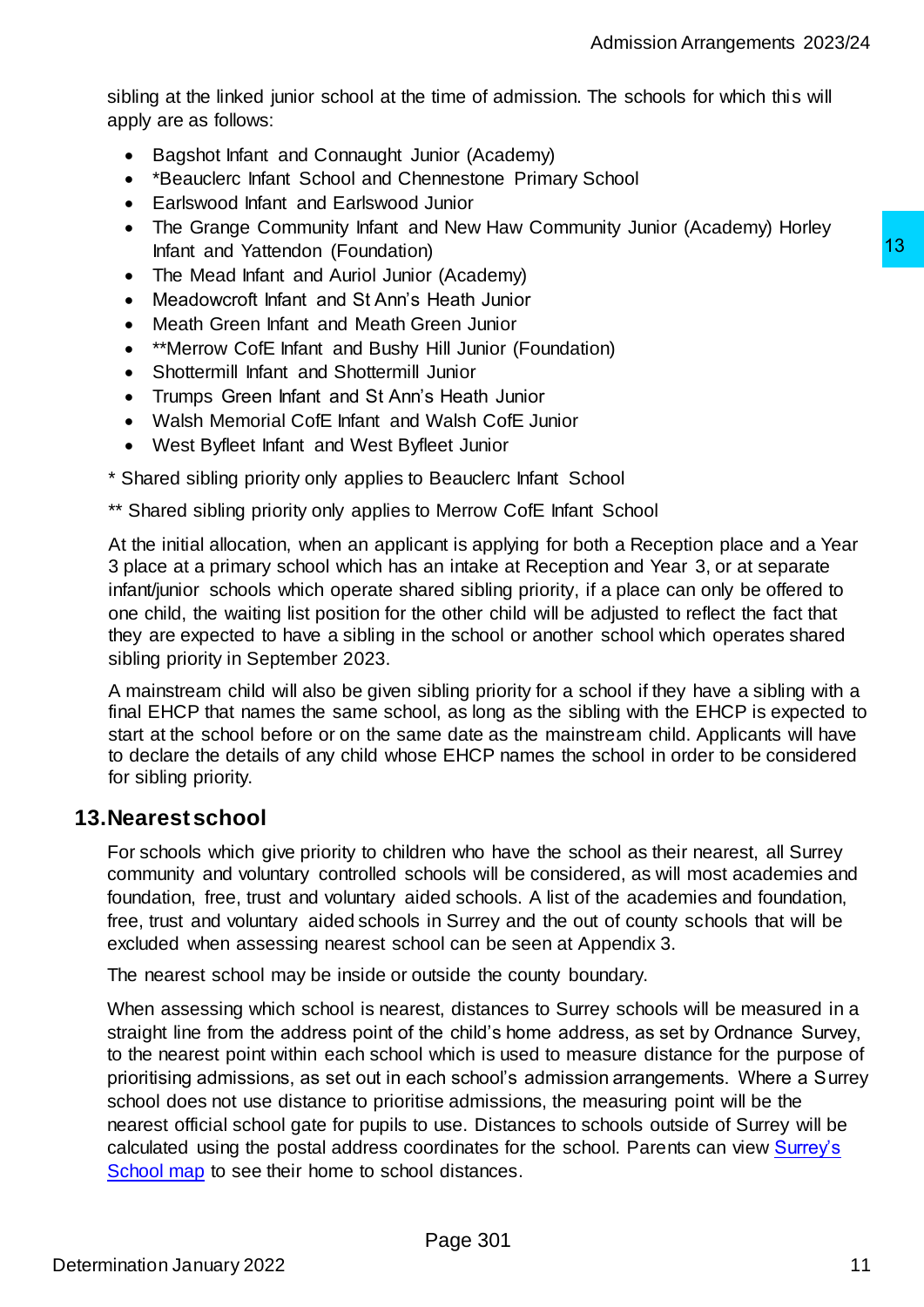sibling at the linked junior school at the time of admission. The schools for which this will apply are as follows:

- Bagshot Infant and Connaught Junior (Academy)
- *Beauclerc Infant School and Chennestone Primary School
- Earlswood Infant and Earlswood Junior
- The Grange Community Infant and New Haw Community Junior (Academy) Horley Infant and Yattendon (Foundation)
- The Mead Infant and Auriol Junior (Academy)
- Meadowcroft Infant and St Ann's Heath Junior
- Meath Green Infant and Meath Green Junior
- **Merrow CofE Infant and Bushy Hill Junior (Foundation)
- Shottermill Infant and Shottermill Junior
- Trumps Green Infant and St Ann's Heath Junior
- Walsh Memorial CofE Infant and Walsh CofE Junior
- West Byfleet Infant and West Byfleet Junior

* Shared sibling priority only applies to Beauclerc Infant School

** Shared sibling priority only applies to Merrow CofE Infant School

At the initial allocation, when an applicant is applying for both a Reception place and a Year 3 place at a primary school which has an intake at Reception and Year 3, or at separate infant/junior schools which operate shared sibling priority, if a place can only be offered to one child, the waiting list position for the other child will be adjusted to reflect the fact that they are expected to have a sibling in the school or another school which operates shared sibling priority in September 2023.

A mainstream child will also be given sibling priority for a school if they have a sibling with a final EHCP that names the same school, as long as the sibling with the EHCP is expected to start at the school before or on the same date as the mainstream child. Applicants will have to declare the details of any child whose EHCP names the school in order to be considered for sibling priority.

## 13. Nearest school

For schools which give priority to children who have the school as their nearest, all Surrey community and voluntary controlled schools will be considered, as will most academies and foundation, free, trust and voluntary aided schools. A list of the academies and foundation, free, trust and voluntary aided schools in Surrey and the out of county schools that will be excluded when assessing nearest school can be seen at Appendix 3.

The nearest school may be inside or outside the county boundary.

When assessing which school is nearest, distances to Surrey schools will be measured in a straight line from the address point of the child's home address, as set by Ordnance Survey, to the nearest point within each school which is used to measure distance for the purpose of prioritising admissions, as set out in each school's admission arrangements. Where a Surrey school does not use distance to prioritise admissions, the measuring point will be the nearest official school gate for pupils to use. Distances to schools outside of Surrey will be calculated using the postal address coordinates for the school. Parents can view Surrey's School map to see their home to school distances.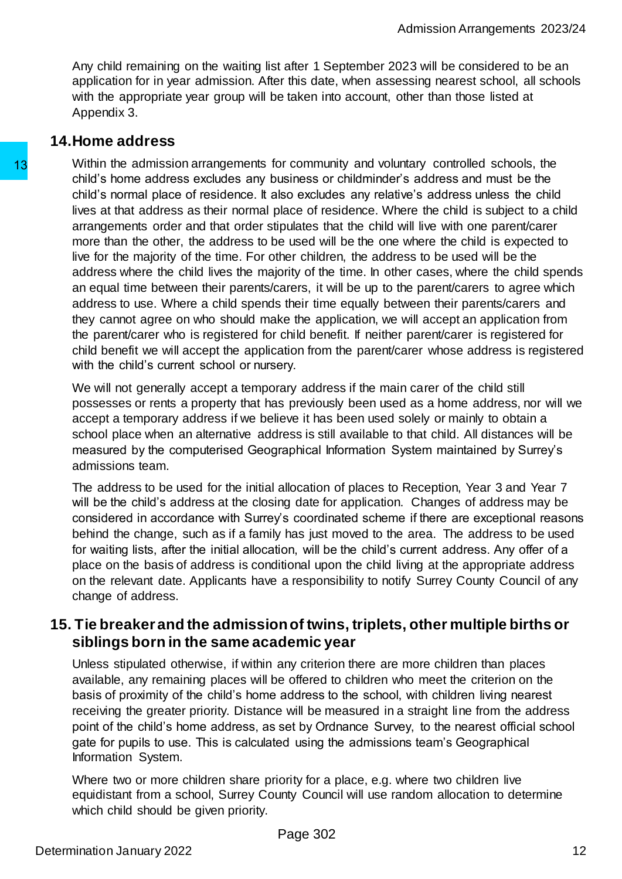Any child remaining on the waiting list after 1 September 2023 will be considered to be an application for in year admission. After this date, when assessing nearest school, all schools with the appropriate year group will be taken into account, other than those listed at Appendix 3.

## 14. Home address

Within the admission arrangements for community and voluntary controlled schools, the child's home address excludes any business or childminder's address and must be the child's normal place of residence. It also excludes any relative's address unless the child lives at that address as their normal place of residence. Where the child is subject to a child arrangements order and that order stipulates that the child will live with one parent/carer more than the other, the address to be used will be the one where the child is expected to live for the majority of the time. For other children, the address to be used will be the address where the child lives the majority of the time. In other cases, where the child spends an equal time between their parents/carers, it will be up to the parent/carers to agree which address to use. Where a child spends their time equally between their parents/carers and they cannot agree on who should make the application, we will accept an application from the parent/carer who is registered for child benefit. If neither parent/carer is registered for child benefit we will accept the application from the parent/carer whose address is registered with the child's current school or nursery.

We will not generally accept a temporary address if the main carer of the child still possesses or rents a property that has previously been used as a home address, nor will we accept a temporary address if we believe it has been used solely or mainly to obtain a school place when an alternative address is still available to that child. All distances will be measured by the computerised Geographical Information System maintained by Surrey's admissions team.

The address to be used for the initial allocation of places to Reception, Year 3 and Year 7 will be the child's address at the closing date for application. Changes of address may be considered in accordance with Surrey's coordinated scheme if there are exceptional reasons behind the change, such as if a family has just moved to the area. The address to be used for waiting lists, after the initial allocation, will be the child's current address. Any offer of a place on the basis of address is conditional upon the child living at the appropriate address on the relevant date. Applicants have a responsibility to notify Surrey County Council of any change of address.

## 15. Tie breaker and the admission of twins, triplets, other multiple births or siblings born in the same academic year

Unless stipulated otherwise, if within any criterion there are more children than places available, any remaining places will be offered to children who meet the criterion on the basis of proximity of the child's home address to the school, with children living nearest receiving the greater priority. Distance will be measured in a straight line from the address point of the child's home address, as set by Ordnance Survey, to the nearest official school gate for pupils to use. This is calculated using the admissions team's Geographical Information System.

Where two or more children share priority for a place, e.g. where two children live equidistant from a school, Surrey County Council will use random allocation to determine which child should be given priority.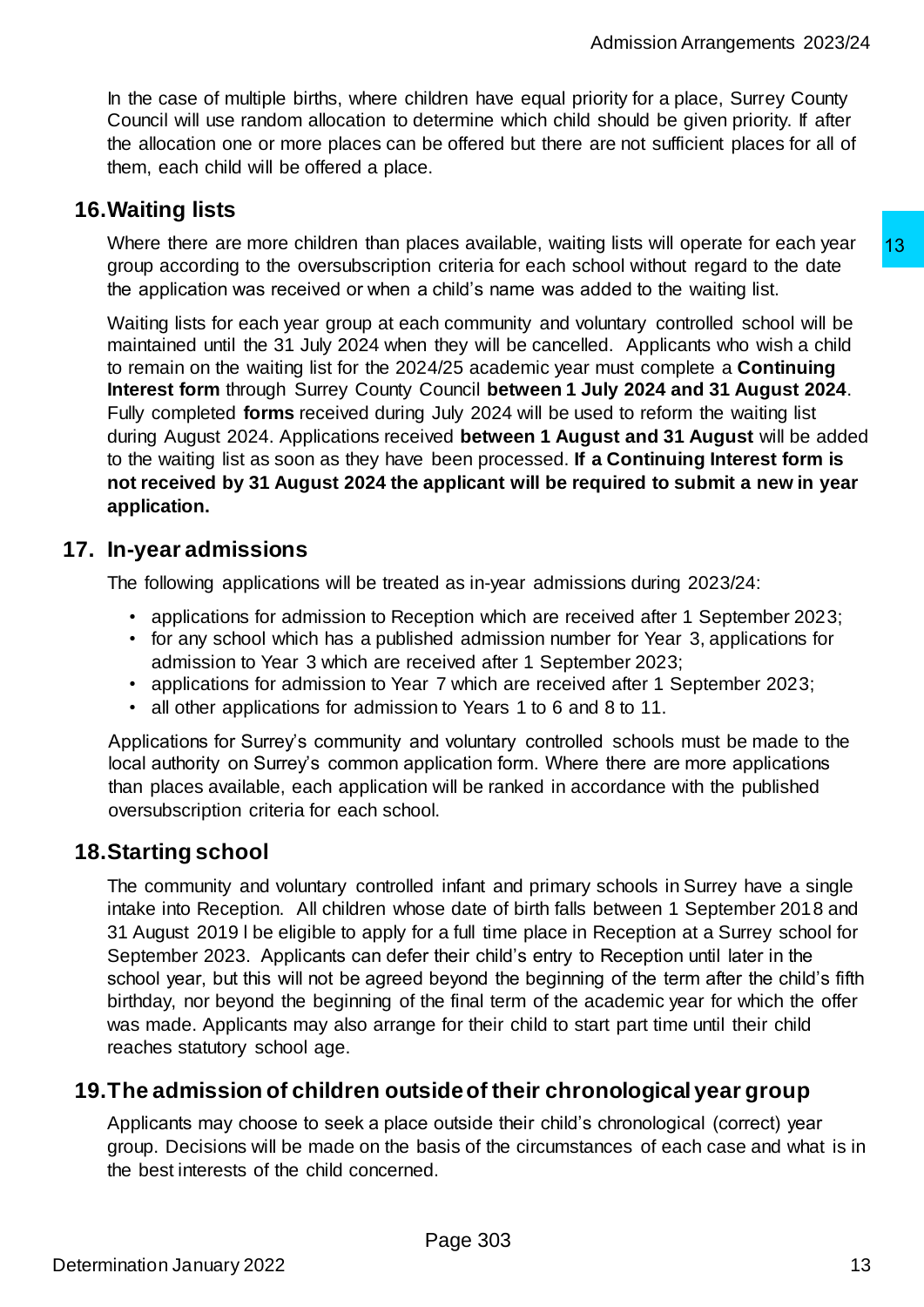In the case of multiple births, where children have equal priority for a place, Surrey County Council will use random allocation to determine which child should be given priority. If after the allocation one or more places can be offered but there are not sufficient places for all of them, each child will be offered a place.

## 16. Waiting lists

Where there are more children than places available, waiting lists will operate for each year group according to the oversubscription criteria for each school without regard to the date the application was received or when a child's name was added to the waiting list.

Waiting lists for each year group at each community and voluntary controlled school will be maintained until the 31 July 2024 when they will be cancelled. Applicants who wish a child to remain on the waiting list for the 2024/25 academic year must complete a **Continuing Interest form** through Surrey County Council **between 1 July 2024 and 31 August 2024**. Fully completed **forms** received during July 2024 will be used to reform the waiting list during August 2024. Applications received **between 1 August and 31 August** will be added to the waiting list as soon as they have been processed. **If a Continuing Interest form is not received by 31 August 2024 the applicant will be required to submit a new in year application.**

## 17. In-year admissions

The following applications will be treated as in-year admissions during 2023/24:

- applications for admission to Reception which are received after 1 September 2023;
- for any school which has a published admission number for Year 3, applications for admission to Year 3 which are received after 1 September 2023;
- applications for admission to Year 7 which are received after 1 September 2023;
- all other applications for admission to Years 1 to 6 and 8 to 11.

Applications for Surrey's community and voluntary controlled schools must be made to the local authority on Surrey's common application form. Where there are more applications than places available, each application will be ranked in accordance with the published oversubscription criteria for each school.

## 18. Starting school

The community and voluntary controlled infant and primary schools in Surrey have a single intake into Reception. All children whose date of birth falls between 1 September 2018 and 31 August 2019 l be eligible to apply for a full time place in Reception at a Surrey school for September 2023. Applicants can defer their child's entry to Reception until later in the school year, but this will not be agreed beyond the beginning of the term after the child's fifth birthday, nor beyond the beginning of the final term of the academic year for which the offer was made. Applicants may also arrange for their child to start part time until their child reaches statutory school age.

## 19. The admission of children outside of their chronological year group

Applicants may choose to seek a place outside their child's chronological (correct) year group. Decisions will be made on the basis of the circumstances of each case and what is in the best interests of the child concerned.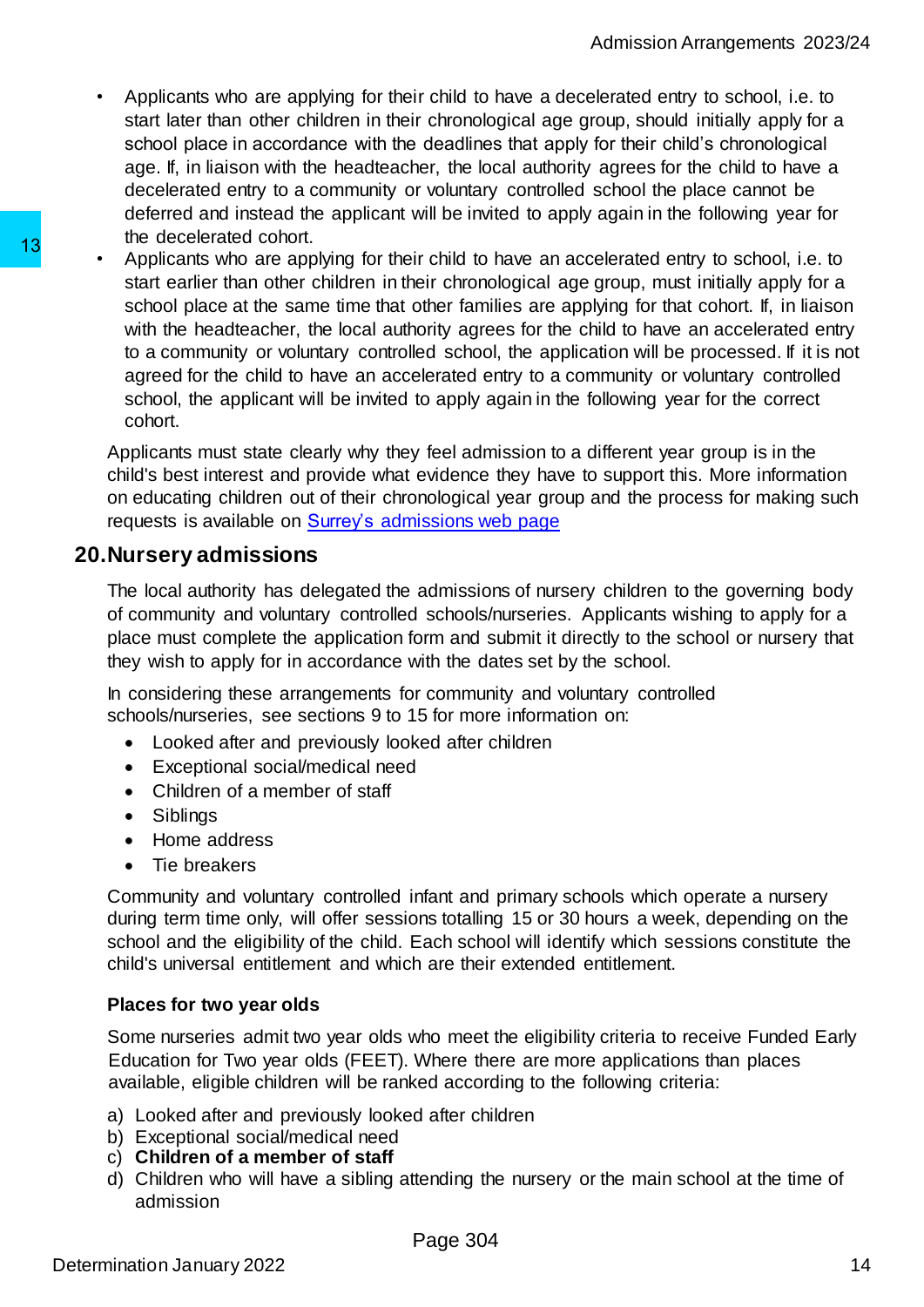- Applicants who are applying for their child to have a decelerated entry to school, i.e. to start later than other children in their chronological age group, should initially apply for a school place in accordance with the deadlines that apply for their child's chronological age. If, in liaison with the headteacher, the local authority agrees for the child to have a decelerated entry to a community or voluntary controlled school the place cannot be deferred and instead the applicant will be invited to apply again in the following year for the decelerated cohort.
- Applicants who are applying for their child to have an accelerated entry to school, i.e. to start earlier than other children in their chronological age group, must initially apply for a school place at the same time that other families are applying for that cohort. If, in liaison with the headteacher, the local authority agrees for the child to have an accelerated entry to a community or voluntary controlled school, the application will be processed. If it is not agreed for the child to have an accelerated entry to a community or voluntary controlled school, the applicant will be invited to apply again in the following year for the correct cohort.

Applicants must state clearly why they feel admission to a different year group is in the child's best interest and provide what evidence they have to support this. More information on educating children out of their chronological year group and the process for making such requests is available on Surrey's admissions web page

## 20. Nursery admissions

The local authority has delegated the admissions of nursery children to the governing body of community and voluntary controlled schools/nurseries. Applicants wishing to apply for a place must complete the application form and submit it directly to the school or nursery that they wish to apply for in accordance with the dates set by the school.

In considering these arrangements for community and voluntary controlled schools/nurseries, see sections 9 to 15 for more information on:

- Looked after and previously looked after children
- Exceptional social/medical need
- Children of a member of staff
- Siblings
- Home address
- Tie breakers

Community and voluntary controlled infant and primary schools which operate a nursery during term time only, will offer sessions totalling 15 or 30 hours a week, depending on the school and the eligibility of the child. Each school will identify which sessions constitute the child's universal entitlement and which are their extended entitlement.

**Places for two year olds**

Some nurseries admit two year olds who meet the eligibility criteria to receive Funded Early Education for Two year olds (FEET). Where there are more applications than places available, eligible children will be ranked according to the following criteria:

a) Looked after and previously looked after children
b) Exceptional social/medical need
c) **Children of a member of staff**
d) Children who will have a sibling attending the nursery or the main school at the time of admission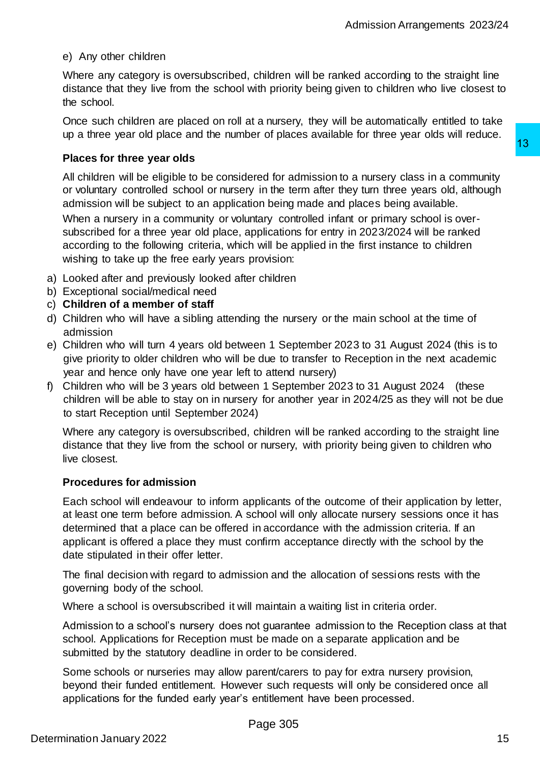e) Any other children

Where any category is oversubscribed, children will be ranked according to the straight line distance that they live from the school with priority being given to children who live closest to the school.

Once such children are placed on roll at a nursery, they will be automatically entitled to take up a three year old place and the number of places available for three year olds will reduce.

**Places for three year olds**

All children will be eligible to be considered for admission to a nursery class in a community or voluntary controlled school or nursery in the term after they turn three years old, although admission will be subject to an application being made and places being available.

When a nursery in a community or voluntary controlled infant or primary school is over-subscribed for a three year old place, applications for entry in 2023/2024 will be ranked according to the following criteria, which will be applied in the first instance to children wishing to take up the free early years provision:

a) Looked after and previously looked after children
b) Exceptional social/medical need
c) **Children of a member of staff**
d) Children who will have a sibling attending the nursery or the main school at the time of admission
e) Children who will turn 4 years old between 1 September 2023 to 31 August 2024 (this is to give priority to older children who will be due to transfer to Reception in the next academic year and hence only have one year left to attend nursery)
f) Children who will be 3 years old between 1 September 2023 to 31 August 2024 (these children will be able to stay on in nursery for another year in 2024/25 as they will not be due to start Reception until September 2024)

Where any category is oversubscribed, children will be ranked according to the straight line distance that they live from the school or nursery, with priority being given to children who live closest.

**Procedures for admission**

Each school will endeavour to inform applicants of the outcome of their application by letter, at least one term before admission. A school will only allocate nursery sessions once it has determined that a place can be offered in accordance with the admission criteria. If an applicant is offered a place they must confirm acceptance directly with the school by the date stipulated in their offer letter.

The final decision with regard to admission and the allocation of sessions rests with the governing body of the school.

Where a school is oversubscribed it will maintain a waiting list in criteria order.

Admission to a school's nursery does not guarantee admission to the Reception class at that school. Applications for Reception must be made on a separate application and be submitted by the statutory deadline in order to be considered.

Some schools or nurseries may allow parent/carers to pay for extra nursery provision, beyond their funded entitlement. However such requests will only be considered once all applications for the funded early year's entitlement have been processed.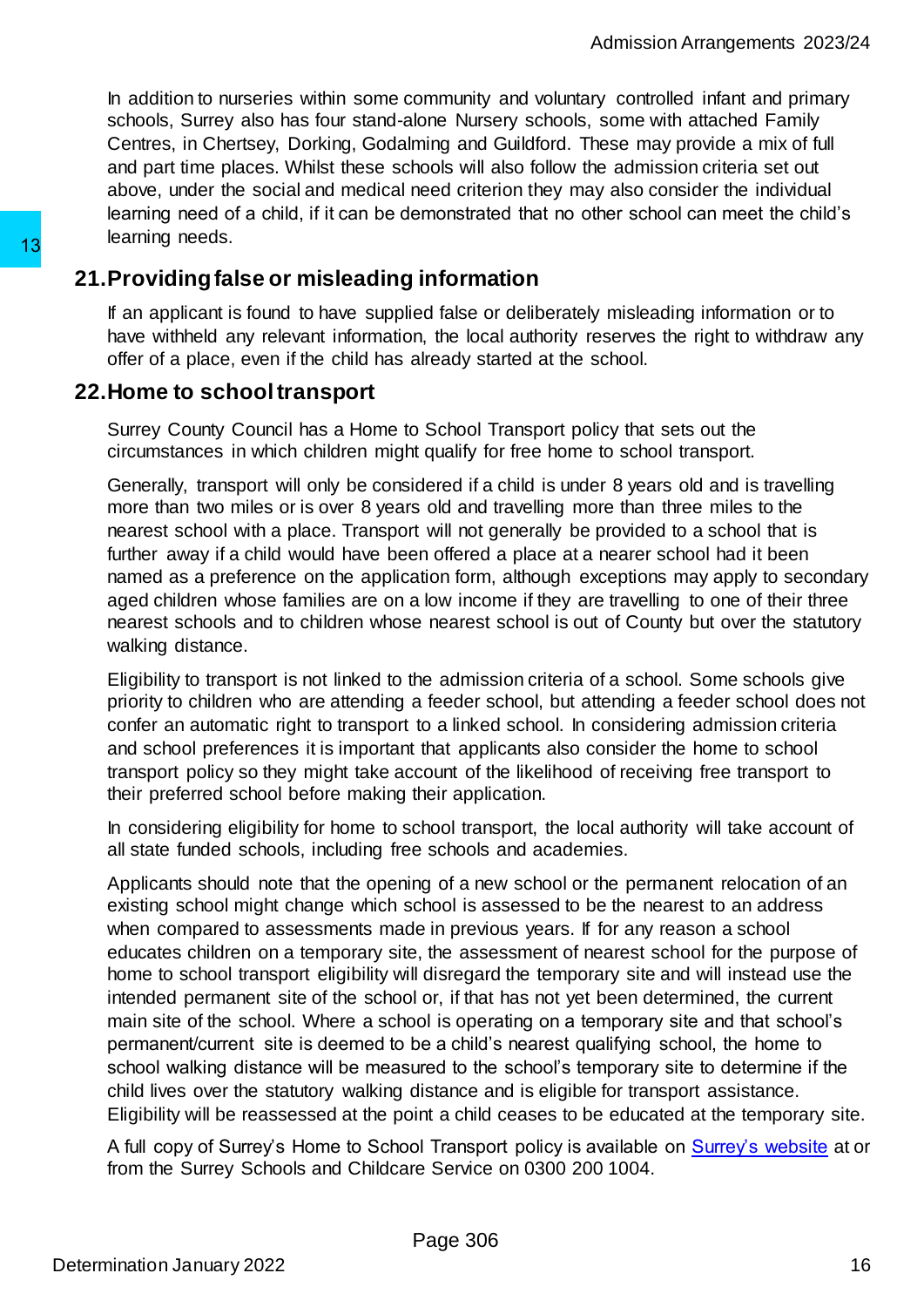In addition to nurseries within some community and voluntary controlled infant and primary schools, Surrey also has four stand-alone Nursery schools, some with attached Family Centres, in Chertsey, Dorking, Godalming and Guildford. These may provide a mix of full and part time places. Whilst these schools will also follow the admission criteria set out above, under the social and medical need criterion they may also consider the individual learning need of a child, if it can be demonstrated that no other school can meet the child's learning needs.

## 21. Providing false or misleading information

If an applicant is found to have supplied false or deliberately misleading information or to have withheld any relevant information, the local authority reserves the right to withdraw any offer of a place, even if the child has already started at the school.

## 22. Home to school transport

Surrey County Council has a Home to School Transport policy that sets out the circumstances in which children might qualify for free home to school transport.

Generally, transport will only be considered if a child is under 8 years old and is travelling more than two miles or is over 8 years old and travelling more than three miles to the nearest school with a place. Transport will not generally be provided to a school that is further away if a child would have been offered a place at a nearer school had it been named as a preference on the application form, although exceptions may apply to secondary aged children whose families are on a low income if they are travelling to one of their three nearest schools and to children whose nearest school is out of County but over the statutory walking distance.

Eligibility to transport is not linked to the admission criteria of a school. Some schools give priority to children who are attending a feeder school, but attending a feeder school does not confer an automatic right to transport to a linked school. In considering admission criteria and school preferences it is important that applicants also consider the home to school transport policy so they might take account of the likelihood of receiving free transport to their preferred school before making their application.

In considering eligibility for home to school transport, the local authority will take account of all state funded schools, including free schools and academies.

Applicants should note that the opening of a new school or the permanent relocation of an existing school might change which school is assessed to be the nearest to an address when compared to assessments made in previous years. If for any reason a school educates children on a temporary site, the assessment of nearest school for the purpose of home to school transport eligibility will disregard the temporary site and will instead use the intended permanent site of the school or, if that has not yet been determined, the current main site of the school. Where a school is operating on a temporary site and that school's permanent/current site is deemed to be a child's nearest qualifying school, the home to school walking distance will be measured to the school's temporary site to determine if the child lives over the statutory walking distance and is eligible for transport assistance. Eligibility will be reassessed at the point a child ceases to be educated at the temporary site.

A full copy of Surrey's Home to School Transport policy is available on [Surrey's website]() at or from the Surrey Schools and Childcare Service on 0300 200 1004.